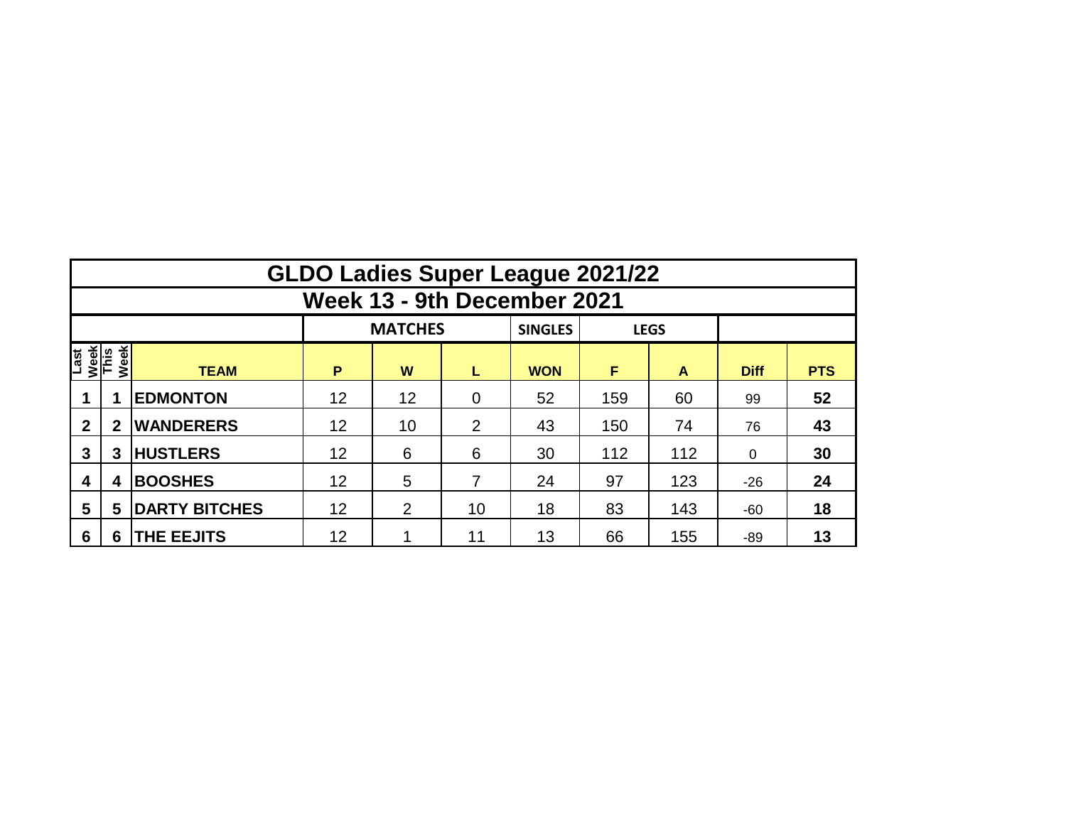# GLDO Ladies Super League 2021/22

## Week 13 - 9th December 2021

| | | | MATCHES | | | SINGLES | LEGS | | | |
|---|---|---|---|---|---|---|---|---|---|---|
| Last Week | This Week | TEAM | P | W | L | WON | F | A | Diff | PTS |
| **1** | **1** | **EDMONTON** | 12 | 12 | 0 | 52 | 159 | 60 | 99 | **52** |
| **2** | **2** | **WANDERERS** | 12 | 10 | 2 | 43 | 150 | 74 | 76 | **43** |
| **3** | **3** | **HUSTLERS** | 12 | 6 | 6 | 30 | 112 | 112 | 0 | **30** |
| **4** | **4** | **BOOSHES** | 12 | 5 | 7 | 24 | 97 | 123 | -26 | **24** |
| **5** | **5** | **DARTY BITCHES** | 12 | 2 | 10 | 18 | 83 | 143 | -60 | **18** |
| **6** | **6** | **THE EEJITS** | 12 | 1 | 11 | 13 | 66 | 155 | -89 | **13** |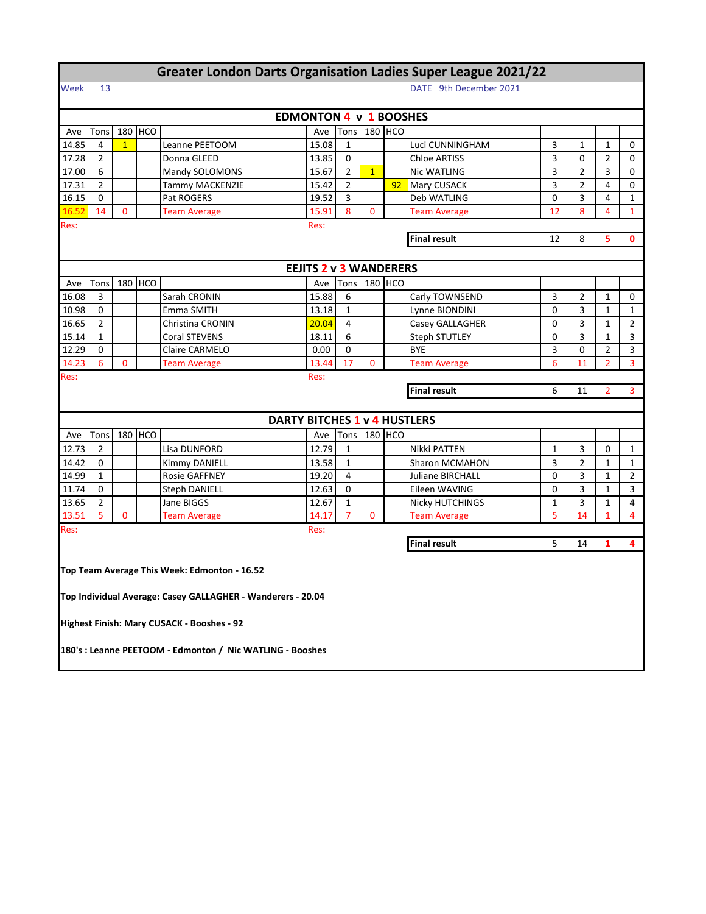# Greater London Darts Organisation Ladies Super League 2021/22

Week 13 DATE 9th December 2021

## EDMONTON 4 v 1 BOOSHES

| Ave | Tons | 180 | HCO | | Ave | Tons | 180 | HCO | | | | | |
|---|---|---|---|---|---|---|---|---|---|---|---|---|---|
| 14.85 | 4 | 1 | | Leanne PEETOOM | 15.08 | 1 | | | Luci CUNNINGHAM | 3 | 1 | 1 | 0 |
| 17.28 | 2 | | | Donna GLEED | 13.85 | 0 | | | Chloe ARTISS | 3 | 0 | 2 | 0 |
| 17.00 | 6 | | | Mandy SOLOMONS | 15.67 | 2 | 1 | | Nic WATLING | 3 | 2 | 3 | 0 |
| 17.31 | 2 | | | Tammy MACKENZIE | 15.42 | 2 | | 92 | Mary CUSACK | 3 | 2 | 4 | 0 |
| 16.15 | 0 | | | Pat ROGERS | 19.52 | 3 | | | Deb WATLING | 0 | 3 | 4 | 1 |
| 16.52 | 14 | 0 | | Team Average | 15.91 | 8 | 0 | | Team Average | 12 | 8 | 4 | 1 |
| Res: | | | | | Res: | | | | | | | | |
| | | | | | | | | | **Final result** | 12 | 8 | 5 | 0 |

## EEJITS 2 v 3 WANDERERS

| Ave | Tons | 180 | HCO | | Ave | Tons | 180 | HCO | | | | | |
|---|---|---|---|---|---|---|---|---|---|---|---|---|---|
| 16.08 | 3 | | | Sarah CRONIN | 15.88 | 6 | | | Carly TOWNSEND | 3 | 2 | 1 | 0 |
| 10.98 | 0 | | | Emma SMITH | 13.18 | 1 | | | Lynne BIONDINI | 0 | 3 | 1 | 1 |
| 16.65 | 2 | | | Christina CRONIN | 20.04 | 4 | | | Casey GALLAGHER | 0 | 3 | 1 | 2 |
| 15.14 | 1 | | | Coral STEVENS | 18.11 | 6 | | | Steph STUTLEY | 0 | 3 | 1 | 3 |
| 12.29 | 0 | | | Claire CARMELO | 0.00 | 0 | | | BYE | 3 | 0 | 2 | 3 |
| 14.23 | 6 | 0 | | Team Average | 13.44 | 17 | 0 | | Team Average | 6 | 11 | 2 | 3 |
| Res: | | | | | Res: | | | | | | | | |
| | | | | | | | | | **Final result** | 6 | 11 | 2 | 3 |

## DARTY BITCHES 1 v 4 HUSTLERS

| Ave | Tons | 180 | HCO | | Ave | Tons | 180 | HCO | | | | | |
|---|---|---|---|---|---|---|---|---|---|---|---|---|---|
| 12.73 | 2 | | | Lisa DUNFORD | 12.79 | 1 | | | Nikki PATTEN | 1 | 3 | 0 | 1 |
| 14.42 | 0 | | | Kimmy DANIELL | 13.58 | 1 | | | Sharon MCMAHON | 3 | 2 | 1 | 1 |
| 14.99 | 1 | | | Rosie GAFFNEY | 19.20 | 4 | | | Juliane BIRCHALL | 0 | 3 | 1 | 2 |
| 11.74 | 0 | | | Steph DANIELL | 12.63 | 0 | | | Eileen WAVING | 0 | 3 | 1 | 3 |
| 13.65 | 2 | | | Jane BIGGS | 12.67 | 1 | | | Nicky HUTCHINGS | 1 | 3 | 1 | 4 |
| 13.51 | 5 | 0 | | Team Average | 14.17 | 7 | 0 | | Team Average | 5 | 14 | 1 | 4 |
| Res: | | | | | Res: | | | | | | | | |
| | | | | | | | | | **Final result** | 5 | 14 | 1 | 4 |

**Top Team Average This Week: Edmonton - 16.52**

**Top Individual Average: Casey GALLAGHER - Wanderers - 20.04**

**Highest Finish: Mary CUSACK - Booshes - 92**

**180's : Leanne PEETOOM - Edmonton / Nic WATLING - Booshes**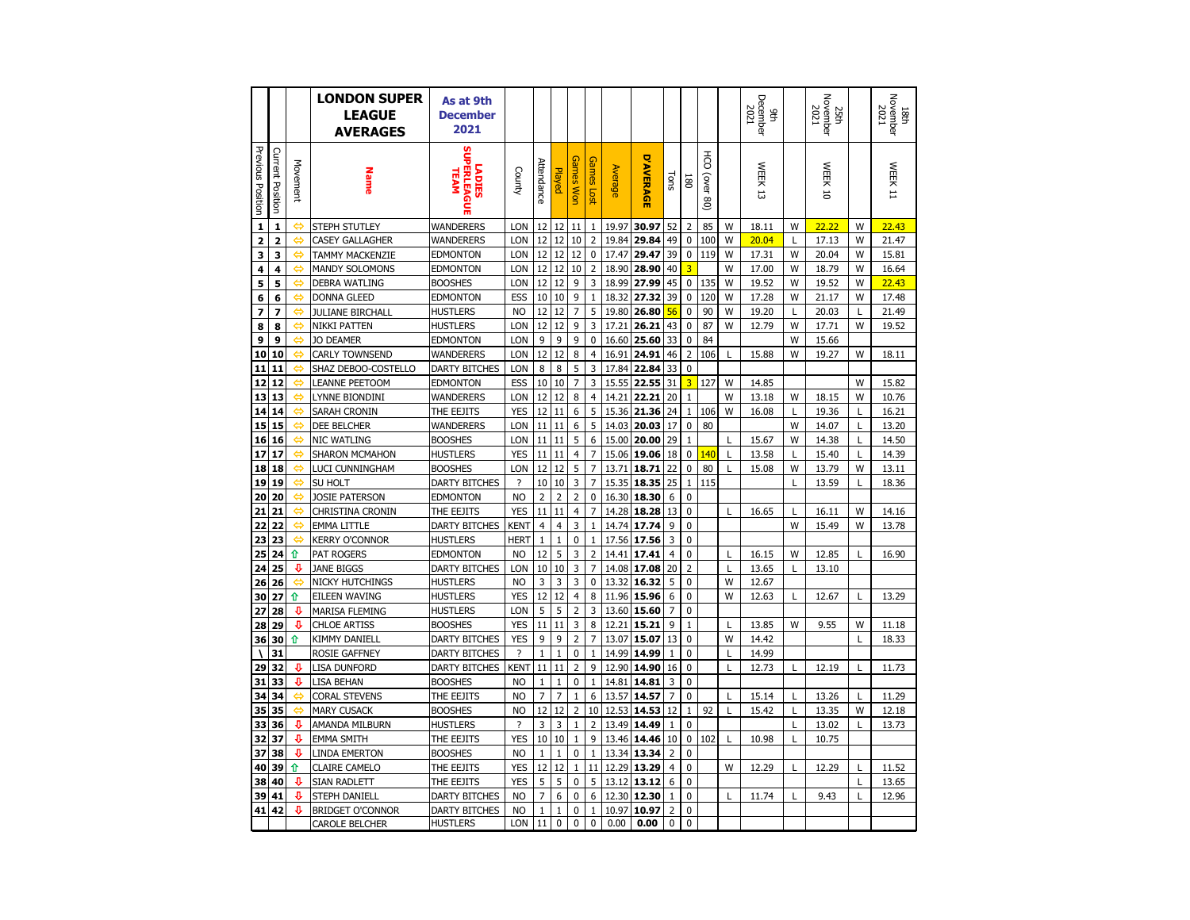| | | | LONDON SUPER LEAGUE AVERAGES | As at 9th December 2021 | | | | | | | | | | | | 9th December 2021 | | 25th November 2021 | | 18th November 2021 |
|---|---|---|---|---|---|---|---|---|---|---|---|---|---|---|---|---|---|---|---|---|
| Previous Position | Current Position | Movement | Name | LADIES SUPERLEAGUE TEAM | County | Attendance | Played | Games Won | Games Lost | Average | D'AVERAGE | Tons | 180 | HCO (over 80) | | WEEK 13 | | WEEK 10 | | WEEK 11 |
| 1 | 1 | ⇔ | STEPH STUTLEY | WANDERERS | LON | 12 | 12 | 11 | 1 | 19.97 | **30.97** | 52 | 2 | 85 | W | 18.11 | W | 22.22 | W | 22.43 |
| 2 | 2 | ⇔ | CASEY GALLAGHER | WANDERERS | LON | 12 | 12 | 10 | 2 | 19.84 | **29.84** | 49 | 0 | 100 | W | 20.04 | L | 17.13 | W | 21.47 |
| 3 | 3 | ⇔ | TAMMY MACKENZIE | EDMONTON | LON | 12 | 12 | 12 | 0 | 17.47 | **29.47** | 39 | 0 | 119 | W | 17.31 | W | 20.04 | W | 15.81 |
| 4 | 4 | ⇔ | MANDY SOLOMONS | EDMONTON | LON | 12 | 12 | 10 | 2 | 18.90 | **28.90** | 40 | 3 | | W | 17.00 | W | 18.79 | W | 16.64 |
| 5 | 5 | ⇔ | DEBRA WATLING | BOOSHES | LON | 12 | 12 | 9 | 3 | 18.99 | **27.99** | 45 | 0 | 135 | W | 19.52 | W | 19.52 | W | 22.43 |
| 6 | 6 | ⇔ | DONNA GLEED | EDMONTON | ESS | 10 | 10 | 9 | 1 | 18.32 | **27.32** | 39 | 0 | 120 | W | 17.28 | W | 21.17 | W | 17.48 |
| 7 | 7 | ⇔ | JULIANE BIRCHALL | HUSTLERS | NO | 12 | 12 | 7 | 5 | 19.80 | **26.80** | 56 | 0 | 90 | W | 19.20 | L | 20.03 | L | 21.49 |
| 8 | 8 | ⇔ | NIKKI PATTEN | HUSTLERS | LON | 12 | 12 | 9 | 3 | 17.21 | **26.21** | 43 | 0 | 87 | W | 12.79 | W | 17.71 | W | 19.52 |
| 9 | 9 | ⇔ | JO DEAMER | EDMONTON | LON | 9 | 9 | 9 | 0 | 16.60 | **25.60** | 33 | 0 | 84 | | | W | 15.66 | | |
| 10 | 10 | ⇔ | CARLY TOWNSEND | WANDERERS | LON | 12 | 12 | 8 | 4 | 16.91 | **24.91** | 46 | 2 | 106 | L | 15.88 | W | 19.27 | W | 18.11 |
| 11 | 11 | ⇔ | SHAZ DEBOO-COSTELLO | DARTY BITCHES | LON | 8 | 8 | 5 | 3 | 17.84 | **22.84** | 33 | 0 | | | | | | | |
| 12 | 12 | ⇔ | LEANNE PEETOOM | EDMONTON | ESS | 10 | 10 | 7 | 3 | 15.55 | **22.55** | 31 | 3 | 127 | W | 14.85 | | | W | 15.82 |
| 13 | 13 | ⇔ | LYNNE BIONDINI | WANDERERS | LON | 12 | 12 | 8 | 4 | 14.21 | **22.21** | 20 | 1 | | W | 13.18 | W | 18.15 | W | 10.76 |
| 14 | 14 | ⇔ | SARAH CRONIN | THE EEJITS | YES | 12 | 11 | 6 | 5 | 15.36 | **21.36** | 24 | 1 | 106 | W | 16.08 | L | 19.36 | L | 16.21 |
| 15 | 15 | ⇔ | DEE BELCHER | WANDERERS | LON | 11 | 11 | 6 | 5 | 14.03 | **20.03** | 17 | 0 | 80 | | | W | 14.07 | L | 13.20 |
| 16 | 16 | ⇔ | NIC WATLING | BOOSHES | LON | 11 | 11 | 5 | 6 | 15.00 | **20.00** | 29 | 1 | | L | 15.67 | W | 14.38 | L | 14.50 |
| 17 | 17 | ⇔ | SHARON MCMAHON | HUSTLERS | YES | 11 | 11 | 4 | 7 | 15.06 | **19.06** | 18 | 0 | 140 | L | 13.58 | L | 15.40 | L | 14.39 |
| 18 | 18 | ⇔ | LUCI CUNNINGHAM | BOOSHES | LON | 12 | 12 | 5 | 7 | 13.71 | **18.71** | 22 | 0 | 80 | L | 15.08 | W | 13.79 | W | 13.11 |
| 19 | 19 | ⇔ | SU HOLT | DARTY BITCHES | ? | 10 | 10 | 3 | 7 | 15.35 | **18.35** | 25 | 1 | 115 | | | L | 13.59 | L | 18.36 |
| 20 | 20 | ⇔ | JOSIE PATERSON | EDMONTON | NO | 2 | 2 | 2 | 0 | 16.30 | **18.30** | 6 | 0 | | | | | | | |
| 21 | 21 | ⇔ | CHRISTINA CRONIN | THE EEJITS | YES | 11 | 11 | 4 | 7 | 14.28 | **18.28** | 13 | 0 | | L | 16.65 | L | 16.11 | W | 14.16 |
| 22 | 22 | ⇔ | EMMA LITTLE | DARTY BITCHES | KENT | 4 | 4 | 3 | 1 | 14.74 | **17.74** | 9 | 0 | | | | W | 15.49 | W | 13.78 |
| 23 | 23 | ⇔ | KERRY O'CONNOR | HUSTLERS | HERT | 1 | 1 | 0 | 1 | 17.56 | **17.56** | 3 | 0 | | | | | | | |
| 25 | 24 | ⇧ | PAT ROGERS | EDMONTON | NO | 12 | 5 | 3 | 2 | 14.41 | **17.41** | 4 | 0 | | L | 16.15 | W | 12.85 | L | 16.90 |
| 24 | 25 | ⇩ | JANE BIGGS | DARTY BITCHES | LON | 10 | 10 | 3 | 7 | 14.08 | **17.08** | 20 | 2 | | L | 13.65 | L | 13.10 | | |
| 26 | 26 | ⇔ | NICKY HUTCHINGS | HUSTLERS | NO | 3 | 3 | 3 | 0 | 13.32 | **16.32** | 5 | 0 | | W | 12.67 | | | | |
| 30 | 27 | ⇧ | EILEEN WAVING | HUSTLERS | YES | 12 | 12 | 4 | 8 | 11.96 | **15.96** | 6 | 0 | | W | 12.63 | L | 12.67 | L | 13.29 |
| 27 | 28 | ⇩ | MARISA FLEMING | HUSTLERS | LON | 5 | 5 | 2 | 3 | 13.60 | **15.60** | 7 | 0 | | | | | | | |
| 28 | 29 | ⇩ | CHLOE ARTISS | BOOSHES | YES | 11 | 11 | 3 | 8 | 12.21 | **15.21** | 9 | 1 | | L | 13.85 | W | 9.55 | W | 11.18 |
| 36 | 30 | ⇧ | KIMMY DANIELL | DARTY BITCHES | YES | 9 | 9 | 2 | 7 | 13.07 | **15.07** | 13 | 0 | | W | 14.42 | | | L | 18.33 |
| \ | 31 | | ROSIE GAFFNEY | DARTY BITCHES | ? | 1 | 1 | 0 | 1 | 14.99 | **14.99** | 1 | 0 | | L | 14.99 | | | | |
| 29 | 32 | ⇩ | LISA DUNFORD | DARTY BITCHES | KENT | 11 | 11 | 2 | 9 | 12.90 | **14.90** | 16 | 0 | | L | 12.73 | L | 12.19 | L | 11.73 |
| 31 | 33 | ⇩ | LISA BEHAN | BOOSHES | NO | 1 | 1 | 0 | 1 | 14.81 | **14.81** | 3 | 0 | | | | | | | |
| 34 | 34 | ⇔ | CORAL STEVENS | THE EEJITS | NO | 7 | 7 | 1 | 6 | 13.57 | **14.57** | 7 | 0 | | L | 15.14 | L | 13.26 | L | 11.29 |
| 35 | 35 | ⇔ | MARY CUSACK | BOOSHES | NO | 12 | 12 | 2 | 10 | 12.53 | **14.53** | 12 | 1 | 92 | L | 15.42 | L | 13.35 | W | 12.18 |
| 33 | 36 | ⇩ | AMANDA MILBURN | HUSTLERS | ? | 3 | 3 | 1 | 2 | 13.49 | **14.49** | 1 | 0 | | | | L | 13.02 | L | 13.73 |
| 32 | 37 | ⇩ | EMMA SMITH | THE EEJITS | YES | 10 | 10 | 1 | 9 | 13.46 | **14.46** | 10 | 0 | 102 | L | 10.98 | L | 10.75 | | |
| 37 | 38 | ⇩ | LINDA EMERTON | BOOSHES | NO | 1 | 1 | 0 | 1 | 13.34 | **13.34** | 2 | 0 | | | | | | | |
| 40 | 39 | ⇧ | CLAIRE CAMELO | THE EEJITS | YES | 12 | 12 | 1 | 11 | 12.29 | **13.29** | 4 | 0 | | W | 12.29 | L | 12.29 | L | 11.52 |
| 38 | 40 | ⇩ | SIAN RADLETT | THE EEJITS | YES | 5 | 5 | 0 | 5 | 13.12 | **13.12** | 6 | 0 | | | | | | L | 13.65 |
| 39 | 41 | ⇩ | STEPH DANIELL | DARTY BITCHES | NO | 7 | 6 | 0 | 6 | 12.30 | **12.30** | 1 | 0 | | L | 11.74 | L | 9.43 | L | 12.96 |
| 41 | 42 | ⇩ | BRIDGET O'CONNOR | DARTY BITCHES | NO | 1 | 1 | 0 | 1 | 10.97 | **10.97** | 2 | 0 | | | | | | | |
| | | | CAROLE BELCHER | HUSTLERS | LON | 11 | 0 | 0 | 0 | 0.00 | **0.00** | 0 | 0 | | | | | | | |